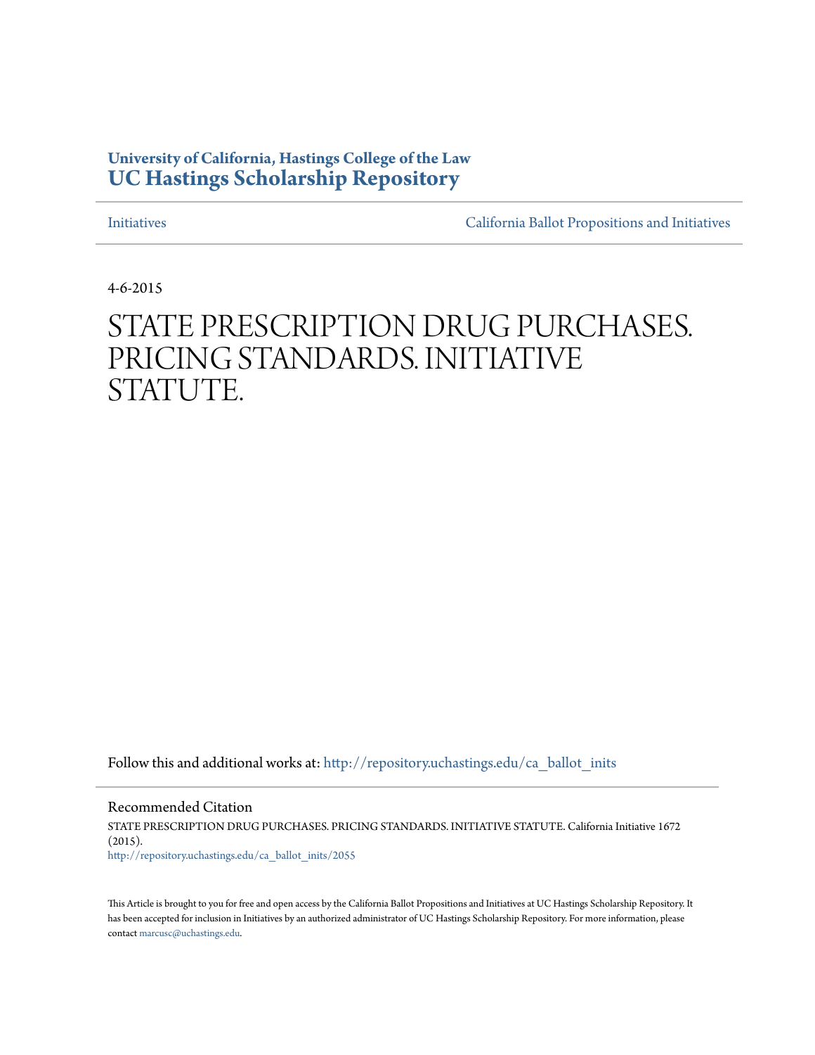**University of California, Hastings College of the Law**
**UC Hastings Scholarship Repository**

Initiatives | California Ballot Propositions and Initiatives

4-6-2015

# STATE PRESCRIPTION DRUG PURCHASES. PRICING STANDARDS. INITIATIVE STATUTE.

Follow this and additional works at: http://repository.uchastings.edu/ca_ballot_inits

Recommended Citation

STATE PRESCRIPTION DRUG PURCHASES. PRICING STANDARDS. INITIATIVE STATUTE. California Initiative 1672 (2015).
http://repository.uchastings.edu/ca_ballot_inits/2055

This Article is brought to you for free and open access by the California Ballot Propositions and Initiatives at UC Hastings Scholarship Repository. It has been accepted for inclusion in Initiatives by an authorized administrator of UC Hastings Scholarship Repository. For more information, please contact marcusc@uchastings.edu.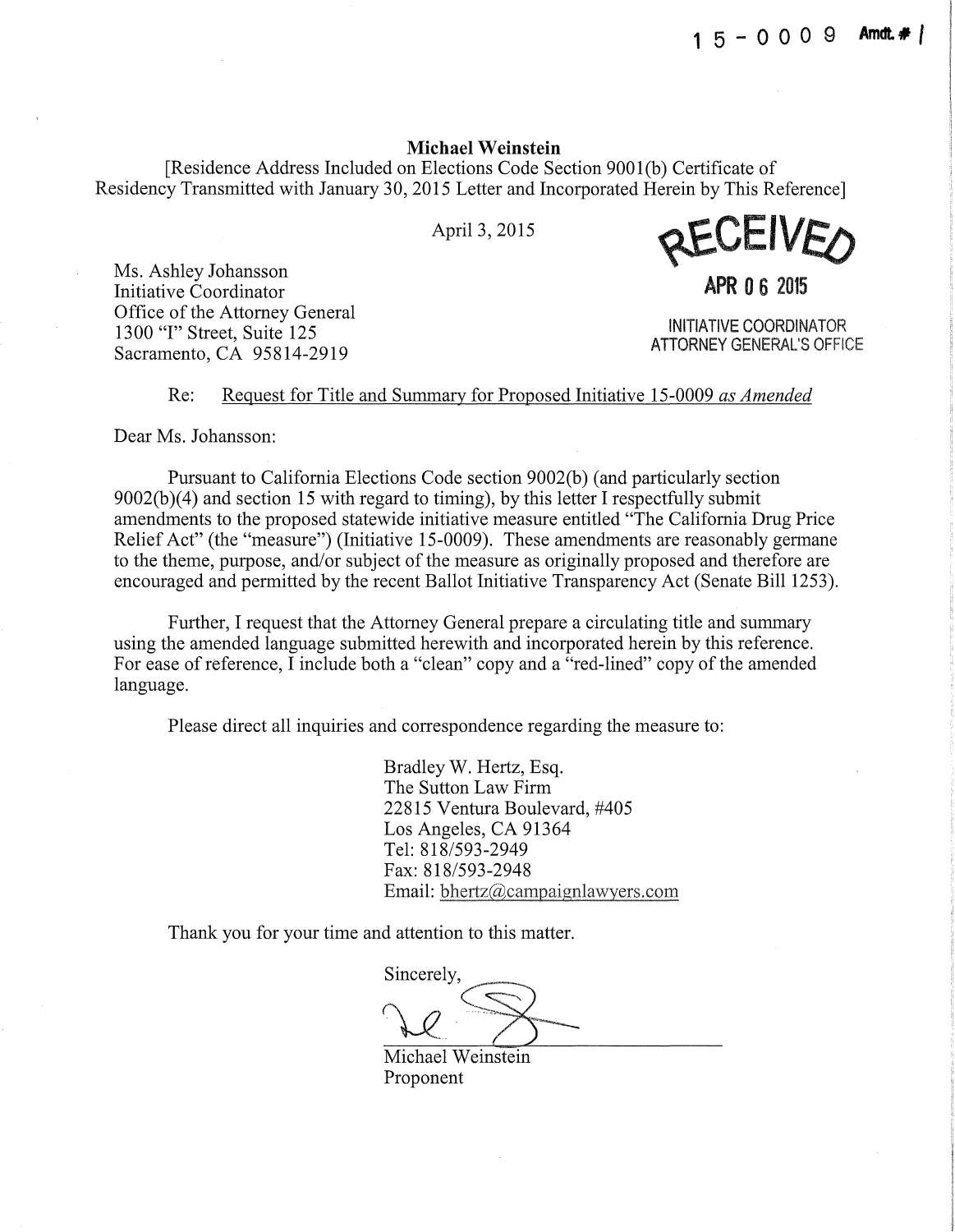15-0009 Amdt. # I

**Michael Weinstein**

[Residence Address Included on Elections Code Section 9001(b) Certificate of Residency Transmitted with January 30, 2015 Letter and Incorporated Herein by This Reference]

April 3, 2015

RECEIVED
APR 06 2015
INITIATIVE COORDINATOR
ATTORNEY GENERAL'S OFFICE

Ms. Ashley Johansson
Initiative Coordinator
Office of the Attorney General
1300 "I" Street, Suite 125
Sacramento, CA 95814-2919

Re: Request for Title and Summary for Proposed Initiative 15-0009 *as Amended*

Dear Ms. Johansson:

Pursuant to California Elections Code section 9002(b) (and particularly section 9002(b)(4) and section 15 with regard to timing), by this letter I respectfully submit amendments to the proposed statewide initiative measure entitled "The California Drug Price Relief Act" (the "measure") (Initiative 15-0009). These amendments are reasonably germane to the theme, purpose, and/or subject of the measure as originally proposed and therefore are encouraged and permitted by the recent Ballot Initiative Transparency Act (Senate Bill 1253).

Further, I request that the Attorney General prepare a circulating title and summary using the amended language submitted herewith and incorporated herein by this reference. For ease of reference, I include both a "clean" copy and a "red-lined" copy of the amended language.

Please direct all inquiries and correspondence regarding the measure to:

Bradley W. Hertz, Esq.
The Sutton Law Firm
22815 Ventura Boulevard, #405
Los Angeles, CA 91364
Tel: 818/593-2949
Fax: 818/593-2948
Email: bhertz@campaignlawyers.com

Thank you for your time and attention to this matter.

Sincerely,

Michael Weinstein
Proponent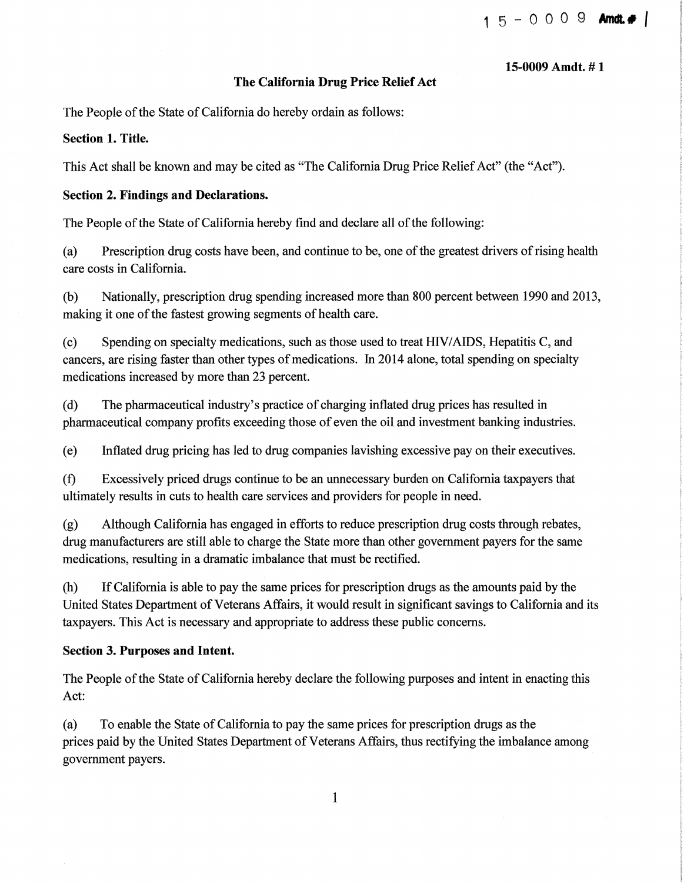15-0009 Amdt. # 1

15-0009 Amdt. # 1

## The California Drug Price Relief Act

The People of the State of California do hereby ordain as follows:

**Section 1. Title.**

This Act shall be known and may be cited as "The California Drug Price Relief Act" (the "Act").

**Section 2. Findings and Declarations.**

The People of the State of California hereby find and declare all of the following:

(a) Prescription drug costs have been, and continue to be, one of the greatest drivers of rising health care costs in California.

(b) Nationally, prescription drug spending increased more than 800 percent between 1990 and 2013, making it one of the fastest growing segments of health care.

(c) Spending on specialty medications, such as those used to treat HIV/AIDS, Hepatitis C, and cancers, are rising faster than other types of medications. In 2014 alone, total spending on specialty medications increased by more than 23 percent.

(d) The pharmaceutical industry's practice of charging inflated drug prices has resulted in pharmaceutical company profits exceeding those of even the oil and investment banking industries.

(e) Inflated drug pricing has led to drug companies lavishing excessive pay on their executives.

(f) Excessively priced drugs continue to be an unnecessary burden on California taxpayers that ultimately results in cuts to health care services and providers for people in need.

(g) Although California has engaged in efforts to reduce prescription drug costs through rebates, drug manufacturers are still able to charge the State more than other government payers for the same medications, resulting in a dramatic imbalance that must be rectified.

(h) If California is able to pay the same prices for prescription drugs as the amounts paid by the United States Department of Veterans Affairs, it would result in significant savings to California and its taxpayers. This Act is necessary and appropriate to address these public concerns.

**Section 3. Purposes and Intent.**

The People of the State of California hereby declare the following purposes and intent in enacting this Act:

(a) To enable the State of California to pay the same prices for prescription drugs as the prices paid by the United States Department of Veterans Affairs, thus rectifying the imbalance among government payers.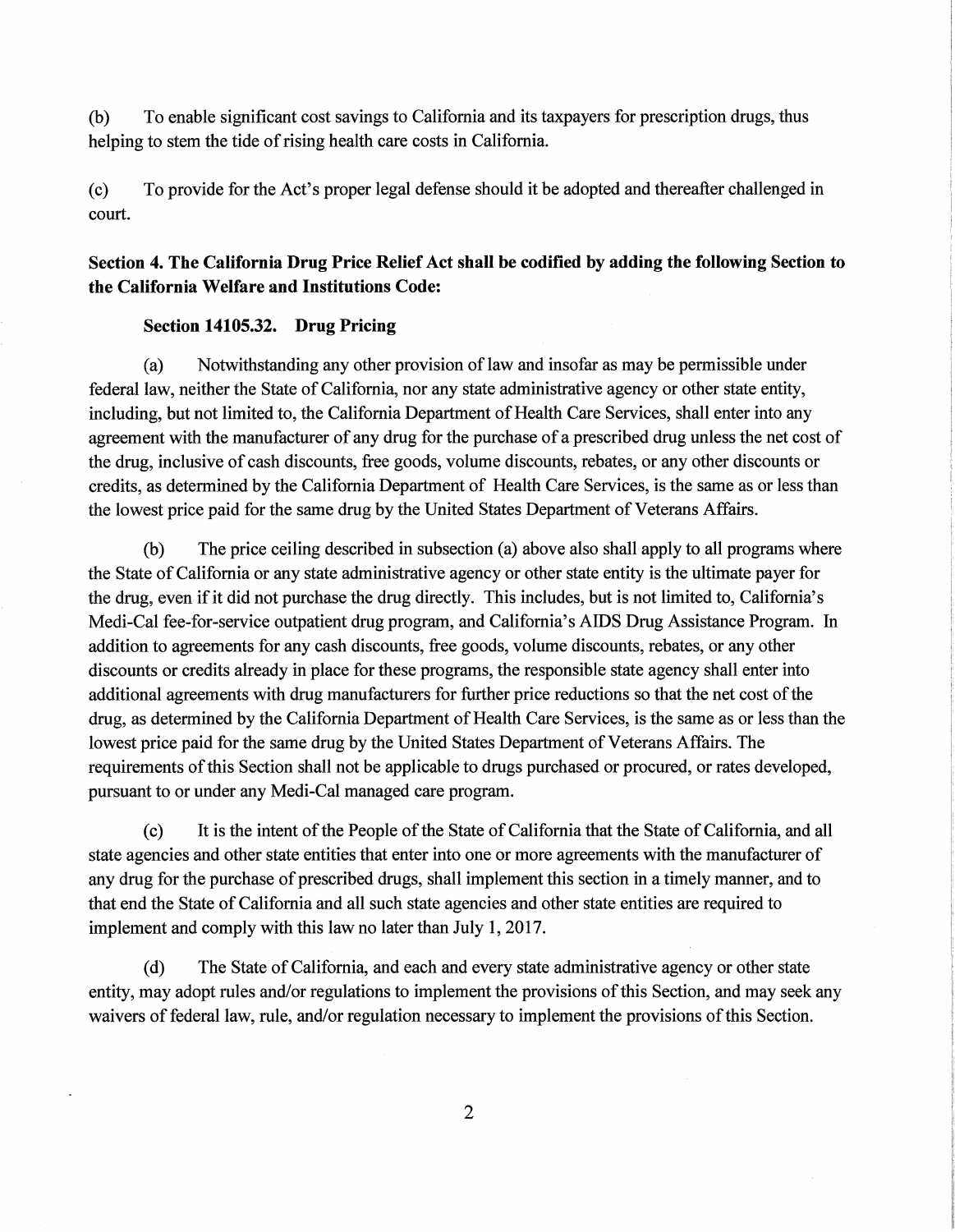(b) To enable significant cost savings to California and its taxpayers for prescription drugs, thus helping to stem the tide of rising health care costs in California.

(c) To provide for the Act's proper legal defense should it be adopted and thereafter challenged in court.

**Section 4. The California Drug Price Relief Act shall be codified by adding the following Section to the California Welfare and Institutions Code:**

**Section 14105.32. Drug Pricing**

(a) Notwithstanding any other provision of law and insofar as may be permissible under federal law, neither the State of California, nor any state administrative agency or other state entity, including, but not limited to, the California Department of Health Care Services, shall enter into any agreement with the manufacturer of any drug for the purchase of a prescribed drug unless the net cost of the drug, inclusive of cash discounts, free goods, volume discounts, rebates, or any other discounts or credits, as determined by the California Department of Health Care Services, is the same as or less than the lowest price paid for the same drug by the United States Department of Veterans Affairs.

(b) The price ceiling described in subsection (a) above also shall apply to all programs where the State of California or any state administrative agency or other state entity is the ultimate payer for the drug, even if it did not purchase the drug directly. This includes, but is not limited to, California's Medi-Cal fee-for-service outpatient drug program, and California's AIDS Drug Assistance Program. In addition to agreements for any cash discounts, free goods, volume discounts, rebates, or any other discounts or credits already in place for these programs, the responsible state agency shall enter into additional agreements with drug manufacturers for further price reductions so that the net cost of the drug, as determined by the California Department of Health Care Services, is the same as or less than the lowest price paid for the same drug by the United States Department of Veterans Affairs. The requirements of this Section shall not be applicable to drugs purchased or procured, or rates developed, pursuant to or under any Medi-Cal managed care program.

(c) It is the intent of the People of the State of California that the State of California, and all state agencies and other state entities that enter into one or more agreements with the manufacturer of any drug for the purchase of prescribed drugs, shall implement this section in a timely manner, and to that end the State of California and all such state agencies and other state entities are required to implement and comply with this law no later than July 1, 2017.

(d) The State of California, and each and every state administrative agency or other state entity, may adopt rules and/or regulations to implement the provisions of this Section, and may seek any waivers of federal law, rule, and/or regulation necessary to implement the provisions of this Section.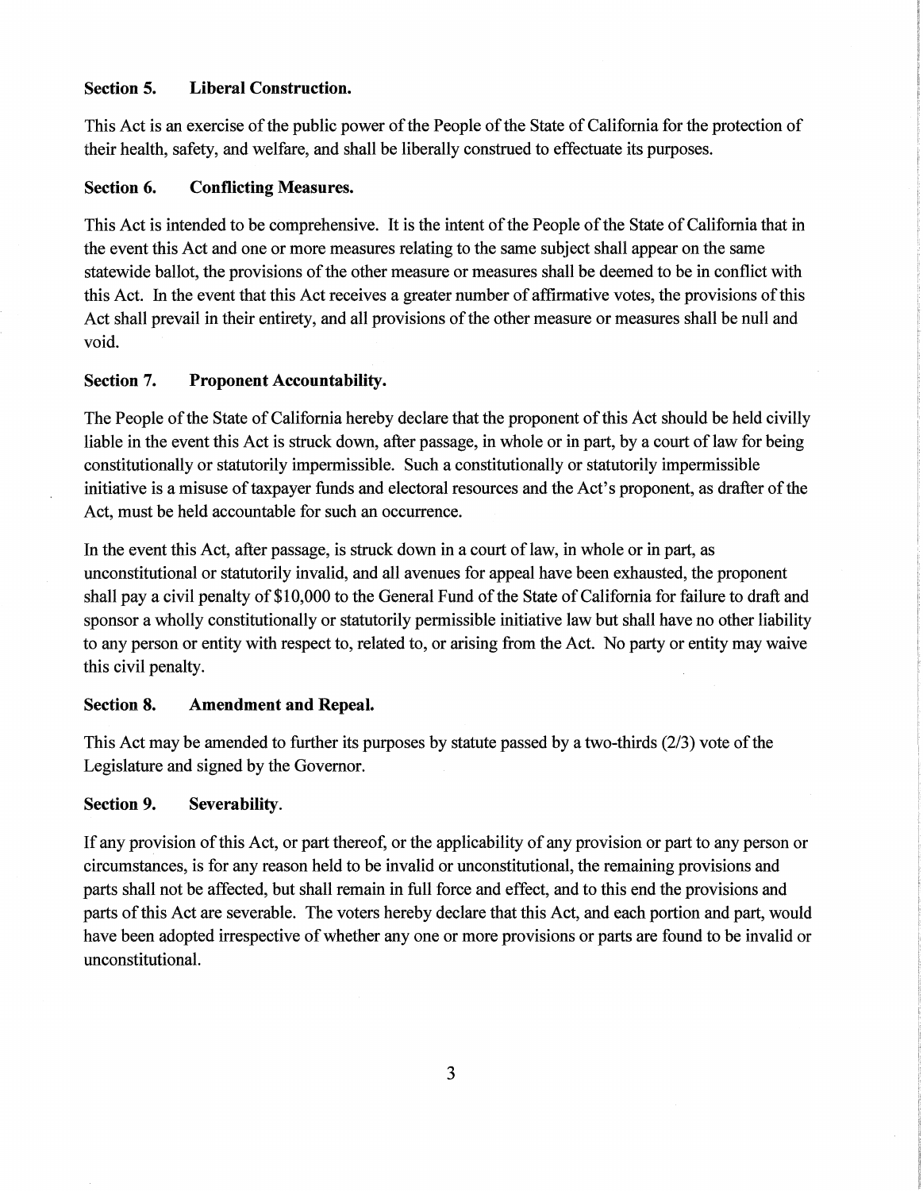### Section 5. Liberal Construction.

This Act is an exercise of the public power of the People of the State of California for the protection of their health, safety, and welfare, and shall be liberally construed to effectuate its purposes.

### Section 6. Conflicting Measures.

This Act is intended to be comprehensive. It is the intent of the People of the State of California that in the event this Act and one or more measures relating to the same subject shall appear on the same statewide ballot, the provisions of the other measure or measures shall be deemed to be in conflict with this Act. In the event that this Act receives a greater number of affirmative votes, the provisions of this Act shall prevail in their entirety, and all provisions of the other measure or measures shall be null and void.

### Section 7. Proponent Accountability.

The People of the State of California hereby declare that the proponent of this Act should be held civilly liable in the event this Act is struck down, after passage, in whole or in part, by a court of law for being constitutionally or statutorily impermissible. Such a constitutionally or statutorily impermissible initiative is a misuse of taxpayer funds and electoral resources and the Act's proponent, as drafter of the Act, must be held accountable for such an occurrence.

In the event this Act, after passage, is struck down in a court of law, in whole or in part, as unconstitutional or statutorily invalid, and all avenues for appeal have been exhausted, the proponent shall pay a civil penalty of $10,000 to the General Fund of the State of California for failure to draft and sponsor a wholly constitutionally or statutorily permissible initiative law but shall have no other liability to any person or entity with respect to, related to, or arising from the Act. No party or entity may waive this civil penalty.

### Section 8. Amendment and Repeal.

This Act may be amended to further its purposes by statute passed by a two-thirds (2/3) vote of the Legislature and signed by the Governor.

### Section 9. Severability.

If any provision of this Act, or part thereof, or the applicability of any provision or part to any person or circumstances, is for any reason held to be invalid or unconstitutional, the remaining provisions and parts shall not be affected, but shall remain in full force and effect, and to this end the provisions and parts of this Act are severable. The voters hereby declare that this Act, and each portion and part, would have been adopted irrespective of whether any one or more provisions or parts are found to be invalid or unconstitutional.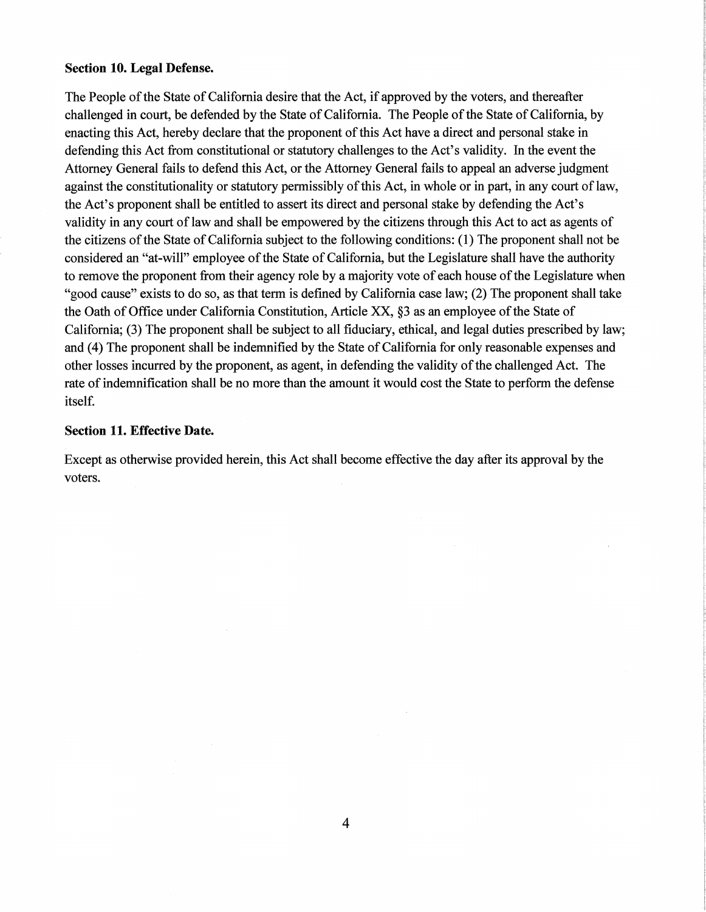**Section 10. Legal Defense.**

The People of the State of California desire that the Act, if approved by the voters, and thereafter challenged in court, be defended by the State of California. The People of the State of California, by enacting this Act, hereby declare that the proponent of this Act have a direct and personal stake in defending this Act from constitutional or statutory challenges to the Act's validity. In the event the Attorney General fails to defend this Act, or the Attorney General fails to appeal an adverse judgment against the constitutionality or statutory permissibly of this Act, in whole or in part, in any court of law, the Act's proponent shall be entitled to assert its direct and personal stake by defending the Act's validity in any court of law and shall be empowered by the citizens through this Act to act as agents of the citizens of the State of California subject to the following conditions: (1) The proponent shall not be considered an "at-will" employee of the State of California, but the Legislature shall have the authority to remove the proponent from their agency role by a majority vote of each house of the Legislature when "good cause" exists to do so, as that term is defined by California case law; (2) The proponent shall take the Oath of Office under California Constitution, Article XX, §3 as an employee of the State of California; (3) The proponent shall be subject to all fiduciary, ethical, and legal duties prescribed by law; and (4) The proponent shall be indemnified by the State of California for only reasonable expenses and other losses incurred by the proponent, as agent, in defending the validity of the challenged Act. The rate of indemnification shall be no more than the amount it would cost the State to perform the defense itself.

**Section 11. Effective Date.**

Except as otherwise provided herein, this Act shall become effective the day after its approval by the voters.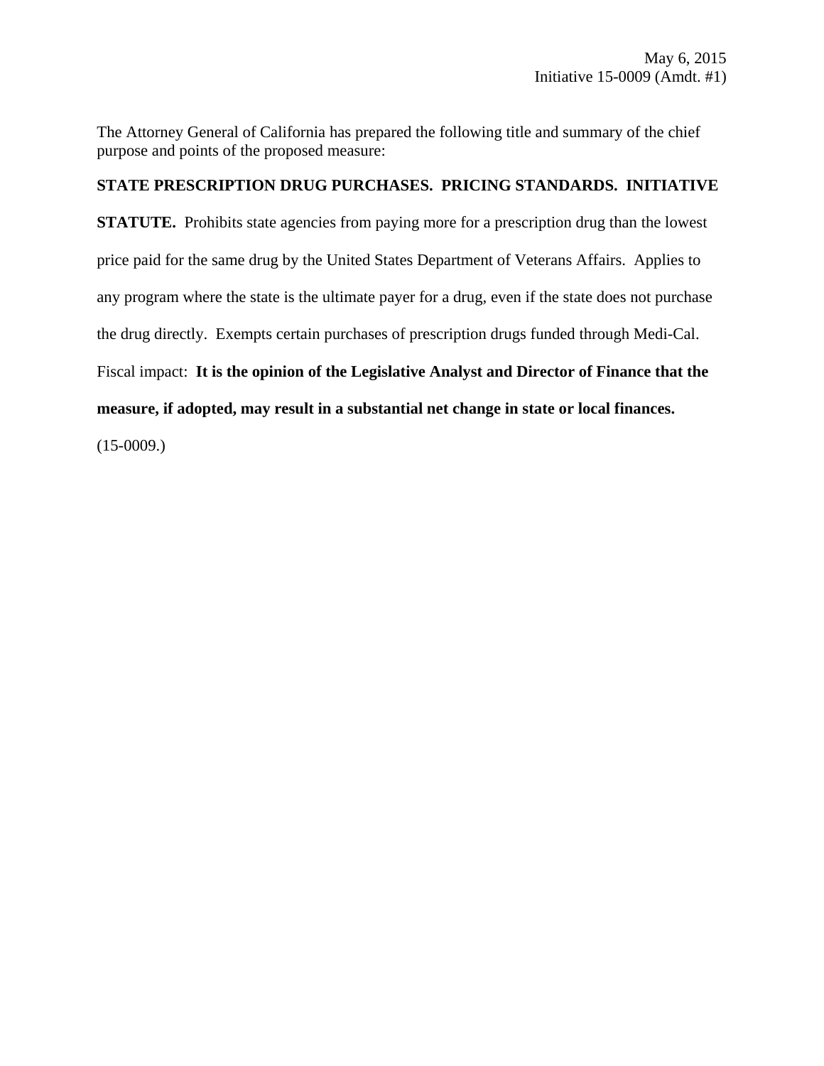May 6, 2015
Initiative 15-0009 (Amdt. #1)

The Attorney General of California has prepared the following title and summary of the chief purpose and points of the proposed measure:

**STATE PRESCRIPTION DRUG PURCHASES. PRICING STANDARDS. INITIATIVE STATUTE.** Prohibits state agencies from paying more for a prescription drug than the lowest price paid for the same drug by the United States Department of Veterans Affairs. Applies to any program where the state is the ultimate payer for a drug, even if the state does not purchase the drug directly. Exempts certain purchases of prescription drugs funded through Medi-Cal. Fiscal impact: **It is the opinion of the Legislative Analyst and Director of Finance that the measure, if adopted, may result in a substantial net change in state or local finances.** (15-0009.)